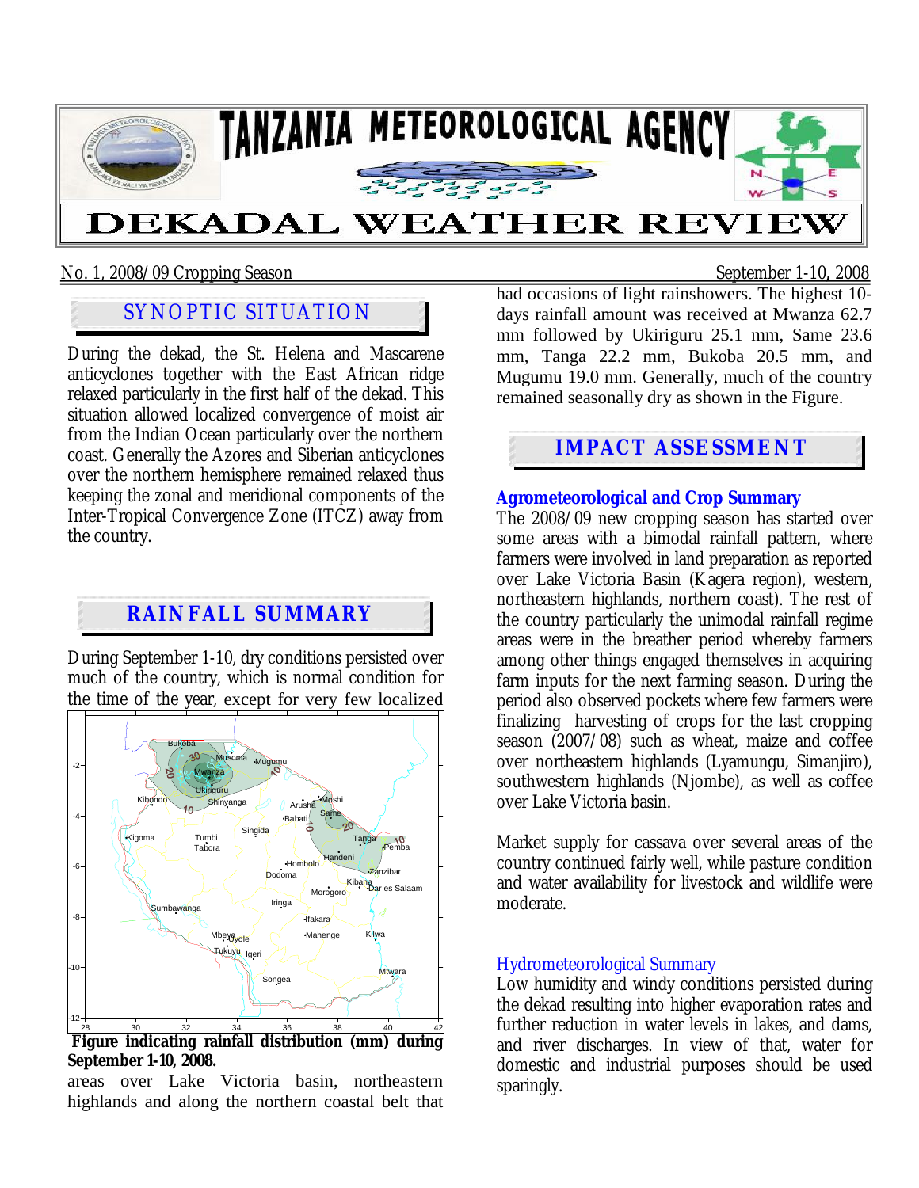# TANZANIA METEOROLOGICAL AGENCY

# DEKADAL WEATHER REVIEW

No. 1, 2008/09 Cropping Season — September 1-10, 2008

## SYNOPTIC SITUATION

During the dekad, the St. Helena and Mascarene anticyclones together with the East African ridge relaxed particularly in the first half of the dekad. This situation allowed localized convergence of moist air from the Indian Ocean particularly over the northern coast. Generally the Azores and Siberian anticyclones over the northern hemisphere remained relaxed thus keeping the zonal and meridional components of the Inter-Tropical Convergence Zone (ITCZ) away from the country.

## RAINFALL SUMMARY

During September 1-10, dry conditions persisted over much of the country, which is normal condition for the time of the year, except for very few localized areas over Lake Victoria basin, northeastern highlands and along the northern coastal belt that had occasions of light rainshowers. The highest 10-days rainfall amount was received at Mwanza 62.7 mm followed by Ukiriguru 25.1 mm, Same 23.6 mm, Tanga 22.2 mm, Bukoba 20.5 mm, and Mugumu 19.0 mm. Generally, much of the country remained seasonally dry as shown in the Figure.

**Figure indicating rainfall distribution (mm) during September 1-10, 2008.**

## IMPACT ASSESSMENT

### Agrometeorological and Crop Summary

The 2008/09 new cropping season has started over some areas with a bimodal rainfall pattern, where farmers were involved in land preparation as reported over Lake Victoria Basin (Kagera region), western, northeastern highlands, northern coast). The rest of the country particularly the unimodal rainfall regime areas were in the breather period whereby farmers among other things engaged themselves in acquiring farm inputs for the next farming season. During the period also observed pockets where few farmers were finalizing harvesting of crops for the last cropping season (2007/08) such as wheat, maize and coffee over northeastern highlands (Lyamungu, Simanjiro), southwestern highlands (Njombe), as well as coffee over Lake Victoria basin.

Market supply for cassava over several areas of the country continued fairly well, while pasture condition and water availability for livestock and wildlife were moderate.

### Hydrometeorological Summary

Low humidity and windy conditions persisted during the dekad resulting into higher evaporation rates and further reduction in water levels in lakes, and dams, and river discharges. In view of that, water for domestic and industrial purposes should be used sparingly.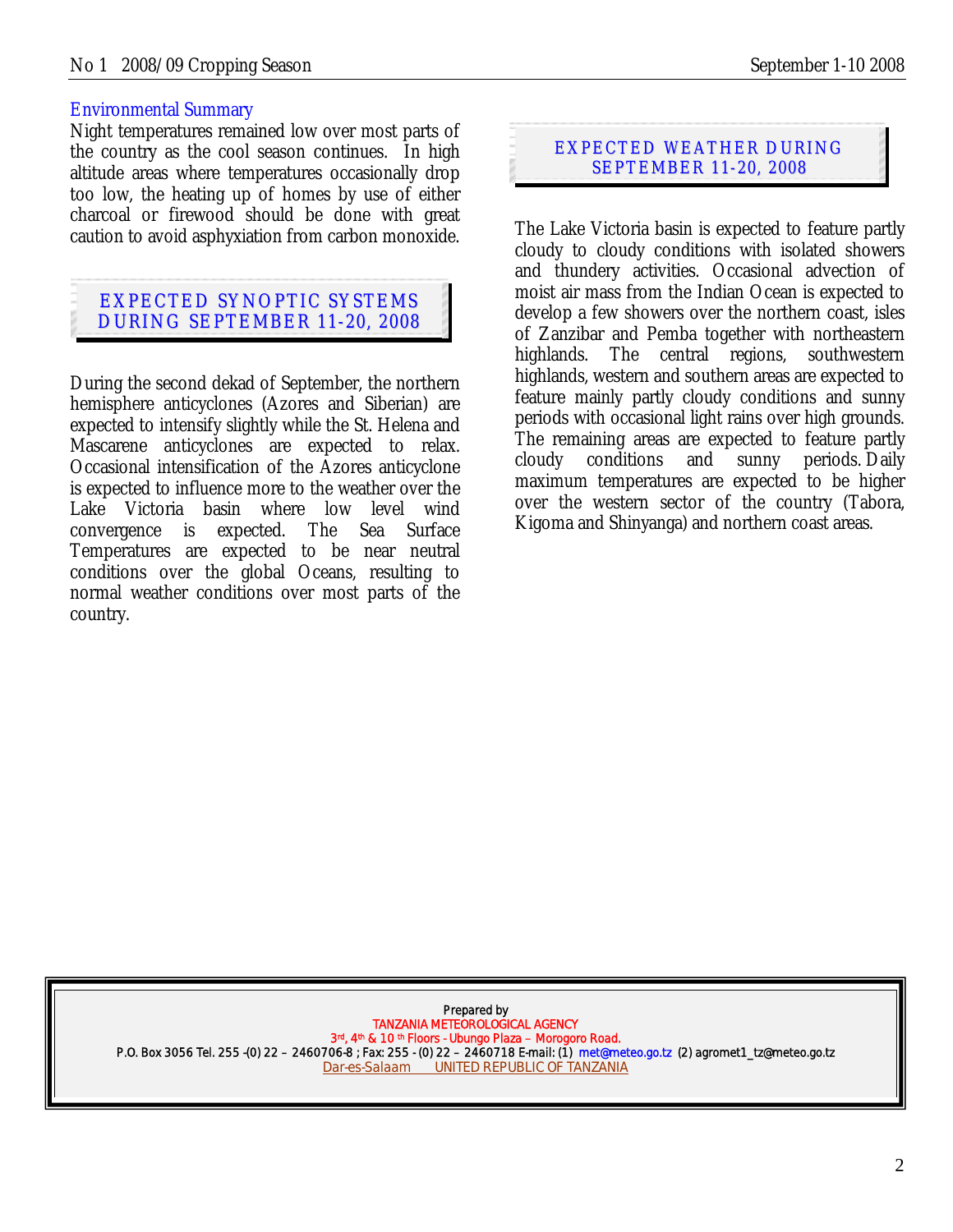## Environmental Summary

Night temperatures remained low over most parts of the country as the cool season continues. In high altitude areas where temperatures occasionally drop too low, the heating up of homes by use of either charcoal or firewood should be done with great caution to avoid asphyxiation from carbon monoxide.

## EXPECTED SYNOPTIC SYSTEMS DURING SEPTEMBER 11-20, 2008

During the second dekad of September, the northern hemisphere anticyclones (Azores and Siberian) are expected to intensify slightly while the St. Helena and Mascarene anticyclones are expected to relax. Occasional intensification of the Azores anticyclone is expected to influence more to the weather over the Lake Victoria basin where low level wind convergence is expected. The Sea Surface Temperatures are expected to be near neutral conditions over the global Oceans, resulting to normal weather conditions over most parts of the country.

## EXPECTED WEATHER DURING SEPTEMBER 11-20, 2008

The Lake Victoria basin is expected to feature partly cloudy to cloudy conditions with isolated showers and thundery activities. Occasional advection of moist air mass from the Indian Ocean is expected to develop a few showers over the northern coast, isles of Zanzibar and Pemba together with northeastern highlands. The central regions, southwestern highlands, western and southern areas are expected to feature mainly partly cloudy conditions and sunny periods with occasional light rains over high grounds. The remaining areas are expected to feature partly cloudy conditions and sunny periods. Daily maximum temperatures are expected to be higher over the western sector of the country (Tabora, Kigoma and Shinyanga) and northern coast areas.

Prepared by
TANZANIA METEOROLOGICAL AGENCY
3rd, 4th & 10th Floors - Ubungo Plaza – Morogoro Road.
P.O. Box 3056 Tel. 255 -(0) 22 – 2460706-8 ; Fax: 255 - (0) 22 – 2460718 E-mail: (1) met@meteo.go.tz (2) agromet1_tz@meteo.go.tz
Dar-es-Salaam UNITED REPUBLIC OF TANZANIA